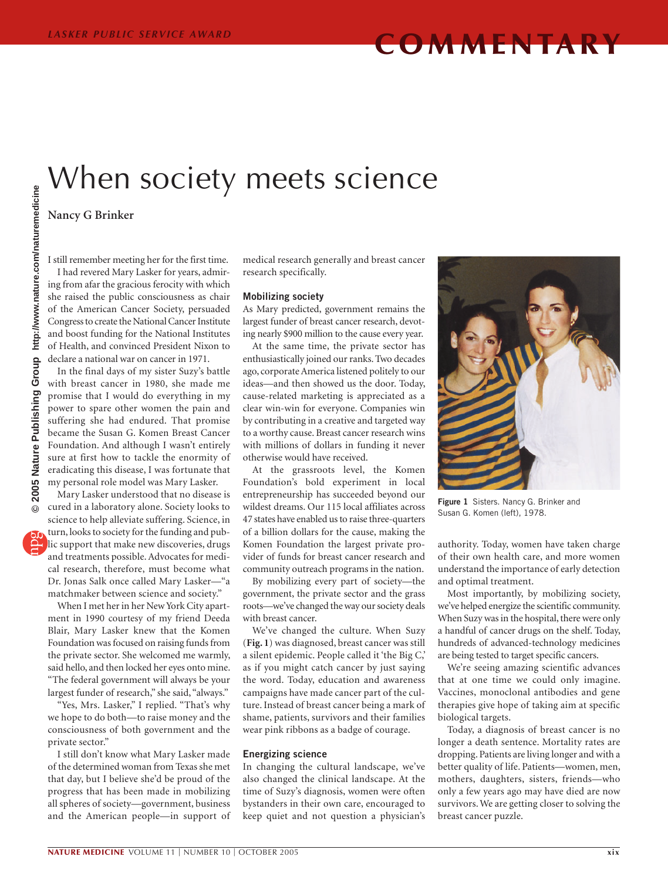LASKER PUBLIC SERVICE AWARD

COMMENTARY

# When society meets science

**Nancy G Brinker**

I still remember meeting her for the first time.

I had revered Mary Lasker for years, admiring from afar the gracious ferocity with which she raised the public consciousness as chair of the American Cancer Society, persuaded Congress to create the National Cancer Institute and boost funding for the National Institutes of Health, and convinced President Nixon to declare a national war on cancer in 1971.

In the final days of my sister Suzy's battle with breast cancer in 1980, she made me promise that I would do everything in my power to spare other women the pain and suffering she had endured. That promise became the Susan G. Komen Breast Cancer Foundation. And although I wasn't entirely sure at first how to tackle the enormity of eradicating this disease, I was fortunate that my personal role model was Mary Lasker.

Mary Lasker understood that no disease is cured in a laboratory alone. Society looks to science to help alleviate suffering. Science, in turn, looks to society for the funding and public support that make new discoveries, drugs and treatments possible. Advocates for medical research, therefore, must become what Dr. Jonas Salk once called Mary Lasker—"a matchmaker between science and society."

When I met her in her New York City apartment in 1990 courtesy of my friend Deeda Blair, Mary Lasker knew that the Komen Foundation was focused on raising funds from the private sector. She welcomed me warmly, said hello, and then locked her eyes onto mine. "The federal government will always be your largest funder of research," she said, "always."

"Yes, Mrs. Lasker," I replied. "That's why we hope to do both—to raise money and the consciousness of both government and the private sector."

I still don't know what Mary Lasker made of the determined woman from Texas she met that day, but I believe she'd be proud of the progress that has been made in mobilizing all spheres of society—government, business and the American people—in support of medical research generally and breast cancer research specifically.

## Mobilizing society

As Mary predicted, government remains the largest funder of breast cancer research, devoting nearly $900 million to the cause every year.

At the same time, the private sector has enthusiastically joined our ranks. Two decades ago, corporate America listened politely to our ideas—and then showed us the door. Today, cause-related marketing is appreciated as a clear win-win for everyone. Companies win by contributing in a creative and targeted way to a worthy cause. Breast cancer research wins with millions of dollars in funding it never otherwise would have received.

At the grassroots level, the Komen Foundation's bold experiment in local entrepreneurship has succeeded beyond our wildest dreams. Our 115 local affiliates across 47 states have enabled us to raise three-quarters of a billion dollars for the cause, making the Komen Foundation the largest private provider of funds for breast cancer research and community outreach programs in the nation.

By mobilizing every part of society—the government, the private sector and the grass roots—we've changed the way our society deals with breast cancer.

We've changed the culture. When Suzy (**Fig. 1**) was diagnosed, breast cancer was still a silent epidemic. People called it 'the Big C,' as if you might catch cancer by just saying the word. Today, education and awareness campaigns have made cancer part of the culture. Instead of breast cancer being a mark of shame, patients, survivors and their families wear pink ribbons as a badge of courage.

## Energizing science

In changing the cultural landscape, we've also changed the clinical landscape. At the time of Suzy's diagnosis, women were often bystanders in their own care, encouraged to keep quiet and not question a physician's authority. Today, women have taken charge of their own health care, and more women understand the importance of early detection and optimal treatment.

Figure 1 Sisters. Nancy G. Brinker and Susan G. Komen (left), 1978.

Most importantly, by mobilizing society, we've helped energize the scientific community. When Suzy was in the hospital, there were only a handful of cancer drugs on the shelf. Today, hundreds of advanced-technology medicines are being tested to target specific cancers.

We're seeing amazing scientific advances that at one time we could only imagine. Vaccines, monoclonal antibodies and gene therapies give hope of taking aim at specific biological targets.

Today, a diagnosis of breast cancer is no longer a death sentence. Mortality rates are dropping. Patients are living longer and with a better quality of life. Patients—women, men, mothers, daughters, sisters, friends—who only a few years ago may have died are now survivors. We are getting closer to solving the breast cancer puzzle.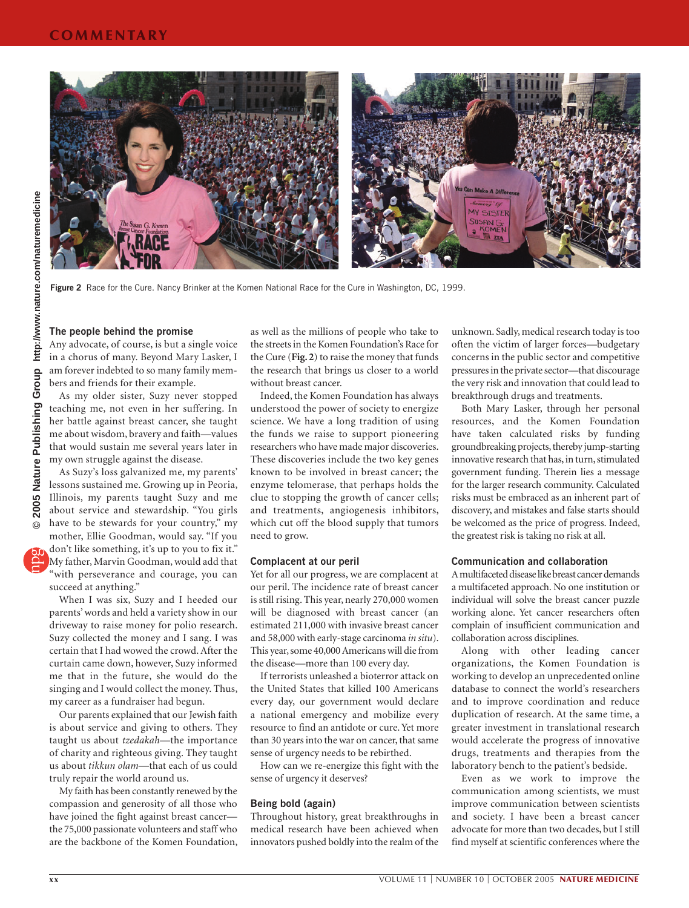Figure 2 Race for the Cure. Nancy Brinker at the Komen National Race for the Cure in Washington, DC, 1999.

### The people behind the promise

Any advocate, of course, is but a single voice in a chorus of many. Beyond Mary Lasker, I am forever indebted to so many family members and friends for their example.

As my older sister, Suzy never stopped teaching me, not even in her suffering. In her battle against breast cancer, she taught me about wisdom, bravery and faith—values that would sustain me several years later in my own struggle against the disease.

As Suzy's loss galvanized me, my parents' lessons sustained me. Growing up in Peoria, Illinois, my parents taught Suzy and me about service and stewardship. "You girls have to be stewards for your country," my mother, Ellie Goodman, would say. "If you don't like something, it's up to you to fix it." My father, Marvin Goodman, would add that "with perseverance and courage, you can succeed at anything."

When I was six, Suzy and I heeded our parents' words and held a variety show in our driveway to raise money for polio research. Suzy collected the money and I sang. I was certain that I had wowed the crowd. After the curtain came down, however, Suzy informed me that in the future, she would do the singing and I would collect the money. Thus, my career as a fundraiser had begun.

Our parents explained that our Jewish faith is about service and giving to others. They taught us about *tzedakah*—the importance of charity and righteous giving. They taught us about *tikkun olam*—that each of us could truly repair the world around us.

My faith has been constantly renewed by the compassion and generosity of all those who have joined the fight against breast cancer—the 75,000 passionate volunteers and staff who are the backbone of the Komen Foundation, as well as the millions of people who take to the streets in the Komen Foundation's Race for the Cure (**Fig. 2**) to raise the money that funds the research that brings us closer to a world without breast cancer.

Indeed, the Komen Foundation has always understood the power of society to energize science. We have a long tradition of using the funds we raise to support pioneering researchers who have made major discoveries. These discoveries include the two key genes known to be involved in breast cancer; the enzyme telomerase, that perhaps holds the clue to stopping the growth of cancer cells; and treatments, angiogenesis inhibitors, which cut off the blood supply that tumors need to grow.

### Complacent at our peril

Yet for all our progress, we are complacent at our peril. The incidence rate of breast cancer is still rising. This year, nearly 270,000 women will be diagnosed with breast cancer (an estimated 211,000 with invasive breast cancer and 58,000 with early-stage carcinoma *in situ*). This year, some 40,000 Americans will die from the disease—more than 100 every day.

If terrorists unleashed a bioterror attack on the United States that killed 100 Americans every day, our government would declare a national emergency and mobilize every resource to find an antidote or cure. Yet more than 30 years into the war on cancer, that same sense of urgency needs to be rebirthed.

How can we re-energize this fight with the sense of urgency it deserves?

### Being bold (again)

Throughout history, great breakthroughs in medical research have been achieved when innovators pushed boldly into the realm of the unknown. Sadly, medical research today is too often the victim of larger forces—budgetary concerns in the public sector and competitive pressures in the private sector—that discourage the very risk and innovation that could lead to breakthrough drugs and treatments.

Both Mary Lasker, through her personal resources, and the Komen Foundation have taken calculated risks by funding groundbreaking projects, thereby jump-starting innovative research that has, in turn, stimulated government funding. Therein lies a message for the larger research community. Calculated risks must be embraced as an inherent part of discovery, and mistakes and false starts should be welcomed as the price of progress. Indeed, the greatest risk is taking no risk at all.

### Communication and collaboration

A multifaceted disease like breast cancer demands a multifaceted approach. No one institution or individual will solve the breast cancer puzzle working alone. Yet cancer researchers often complain of insufficient communication and collaboration across disciplines.

Along with other leading cancer organizations, the Komen Foundation is working to develop an unprecedented online database to connect the world's researchers and to improve coordination and reduce duplication of research. At the same time, a greater investment in translational research would accelerate the progress of innovative drugs, treatments and therapies from the laboratory bench to the patient's bedside.

Even as we work to improve the communication among scientists, we must improve communication between scientists and society. I have been a breast cancer advocate for more than two decades, but I still find myself at scientific conferences where the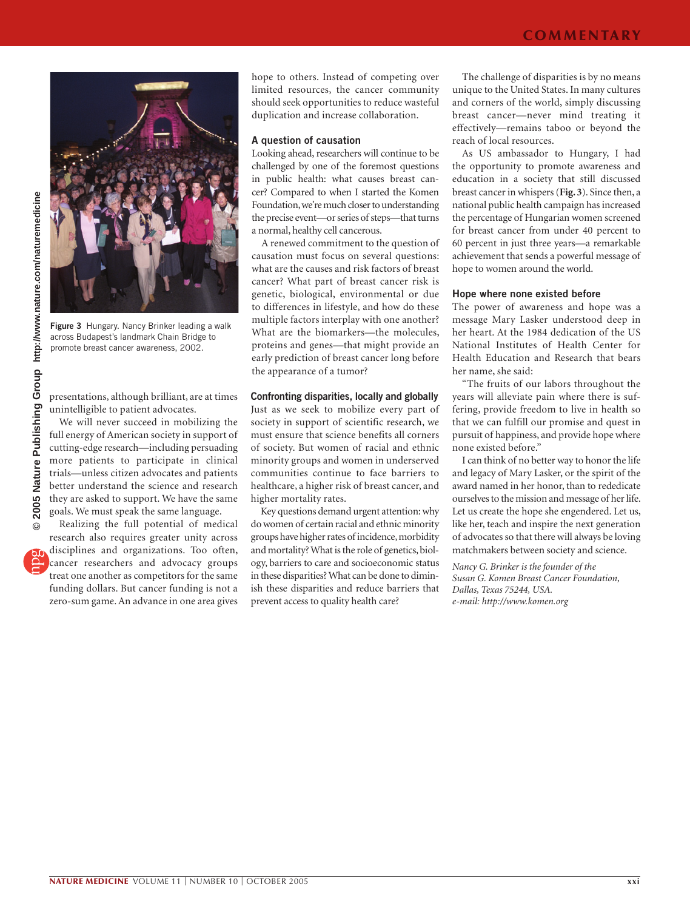Figure 3 Hungary. Nancy Brinker leading a walk across Budapest's landmark Chain Bridge to promote breast cancer awareness, 2002.

presentations, although brilliant, are at times unintelligible to patient advocates.

We will never succeed in mobilizing the full energy of American society in support of cutting-edge research—including persuading more patients to participate in clinical trials—unless citizen advocates and patients better understand the science and research they are asked to support. We have the same goals. We must speak the same language.

Realizing the full potential of medical research also requires greater unity across disciplines and organizations. Too often, cancer researchers and advocacy groups treat one another as competitors for the same funding dollars. But cancer funding is not a zero-sum game. An advance in one area gives hope to others. Instead of competing over limited resources, the cancer community should seek opportunities to reduce wasteful duplication and increase collaboration.

### A question of causation

Looking ahead, researchers will continue to be challenged by one of the foremost questions in public health: what causes breast cancer? Compared to when I started the Komen Foundation, we're much closer to understanding the precise event—or series of steps—that turns a normal, healthy cell cancerous.

A renewed commitment to the question of causation must focus on several questions: what are the causes and risk factors of breast cancer? What part of breast cancer risk is genetic, biological, environmental or due to differences in lifestyle, and how do these multiple factors interplay with one another? What are the biomarkers—the molecules, proteins and genes—that might provide an early prediction of breast cancer long before the appearance of a tumor?

### Confronting disparities, locally and globally

Just as we seek to mobilize every part of society in support of scientific research, we must ensure that science benefits all corners of society. But women of racial and ethnic minority groups and women in underserved communities continue to face barriers to healthcare, a higher risk of breast cancer, and higher mortality rates.

Key questions demand urgent attention: why do women of certain racial and ethnic minority groups have higher rates of incidence, morbidity and mortality? What is the role of genetics, biology, barriers to care and socioeconomic status in these disparities? What can be done to diminish these disparities and reduce barriers that prevent access to quality health care?

The challenge of disparities is by no means unique to the United States. In many cultures and corners of the world, simply discussing breast cancer—never mind treating it effectively—remains taboo or beyond the reach of local resources.

As US ambassador to Hungary, I had the opportunity to promote awareness and education in a society that still discussed breast cancer in whispers (**Fig. 3**). Since then, a national public health campaign has increased the percentage of Hungarian women screened for breast cancer from under 40 percent to 60 percent in just three years—a remarkable achievement that sends a powerful message of hope to women around the world.

### Hope where none existed before

The power of awareness and hope was a message Mary Lasker understood deep in her heart. At the 1984 dedication of the US National Institutes of Health Center for Health Education and Research that bears her name, she said:

"The fruits of our labors throughout the years will alleviate pain where there is suffering, provide freedom to live in health so that we can fulfill our promise and quest in pursuit of happiness, and provide hope where none existed before."

I can think of no better way to honor the life and legacy of Mary Lasker, or the spirit of the award named in her honor, than to rededicate ourselves to the mission and message of her life. Let us create the hope she engendered. Let us, like her, teach and inspire the next generation of advocates so that there will always be loving matchmakers between society and science.

*Nancy G. Brinker is the founder of the Susan G. Komen Breast Cancer Foundation, Dallas, Texas 75244, USA.*
*e-mail: http://www.komen.org*